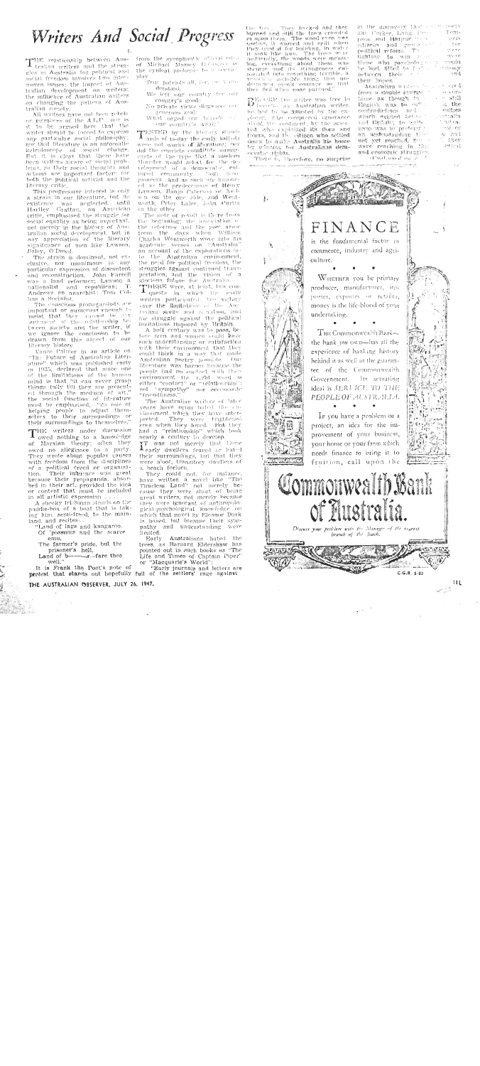# Writers And Social Progress

I.

THE relationship between Australian writers and the struggles in Australia for political and social freedom involves two interwoven issues: the impact of Australian development on writers; the influence of Australian writers on changing the pattern of Australian society.

All writers have not been rebels or reformers of the A.L.P., nor is it to be argued here that the writer should be forced to express any particular social philosophy; nor that literature is an automatic kaleidoscope of social change. But it is clear that there have been writers aware of social problems, as their social thoughts and actions are important factors for both the political activist and the literary critic.

This progressive interest is only a strain in our literature, but its existence was neglected, until Hartley Grattan, an American critic, emphasised the struggle for social equality as being important, not merely in the history of Australian social development, but in any appreciation of the literary significance of men like Lawson, Daley, O'Dowd.

The strain is dominant, not exclusive, nor unanimous in any particular expression of discontent and reconstruction. John Farrell was a land reformer; Lawson a nationalist and republican; T. Andrews an anarchist; Tom Collins a Socialist.

The conscious propagandists are important or numerous enough to insist that they cannot be any argument of the relationship between society and the writer, if we ignore the conclusion to be drawn from this aspect of our literary history.

Vance Palmer in an article on "The Future of Australian Literature" which was published early in 1935, declared that since one of the limitations of the human mind is that "it can never grasp things fully till they are presented through the medium of art," the social function of literature must be emphasised, "its role of helping people to adjust themselves to their surroundings or their surroundings to themselves."

THE writers under discussion owed nothing to a knowledge of Marxian theory; often they owed no allegiance to a party. They wrote about popular causes with freedom from the disciplines of a political creed or organisation. Their influence was great because their propaganda, absorbed in their art, provided the idea or content that must be included in all artistic expression ...

A cheeky Irishman stands on the paddle-box of a boat that is taking him, semi-freed, to the mainland, and recites—

"Land of lags and kangaroo,
Of 'possums and the scarce emu,
The farmer's pride, but the prisoner's hell,
Land of b———s—fare thee well."

It is Frank the Poet's note of protest that stands out hopefully from the sycophantic official odes of Michael Massey Robinson or the cynical prologue to a convict play:

True patriots all, for be it understood,
We left our country for our country's good;
No private views disgraced our generous zeal,
What urged our travels was our country's weal.

TESTED by the literary standards of to-day the early ballads were not works of literature, nor did the convicts constitute unregenerate of the type that a modern Minister would select for the development of a democratic, cultured community. Both were pioneers, and as such are honoured as the predecessors of Henry Lawson, Banjo Paterson or Nelson on the one side, and Wentworth, Peter Lalor, John Curtin on the other.

The note of revolt is there from the beginning; the association of the reformer and the poet arose from the days when William Charles Wentworth wove into his academic verses on "Australia" an account of the explorations into the Australian environment, the need for political freedom, the struggles against continued transportation, and the vision of a glorious future for Australia.

THERE were, at least, two conquests in which the early writers participated: the victory over the Englishness of the Australian scene and outlook, and the struggle against the political limitations imposed by Britain.

A half century was to pass, before men and women could face such understanding or satisfaction with their environment that they could think in a way that made Australian poetry possible. Our literature was barren because the people had no contact with their environment—the right word is either "contact" or "relationship"; not "sympathy" nor necessarily "friendliness."

The Australian writers of later years have often hated the environment which they have interpreted. They were frightened even when they loved. But they had a "relationship" which took nearly a century to develop.

IT was not merely that those early dwellers feared or hated their surroundings, but that they were aloof, transitory dwellers of a beach forlorn.

They could not, for instance, have written a novel like "The Timeless Land" not merely because they were short of being great writers, not merely because they were ignorant of anthropological-psychological knowledge on which that novel by Eleanor Dark is based, but because their sympathy and understanding were limited.

Early Australians hated the trees, as Barnard Eldershaw has pointed out in such books as "The Life and Times of Captain Piper" or "Macquarie's World":

"Early journals and letters are full of the settlers' rage against the trees. They hacked and they burned and still the trees crowded in upon them. The wood even was useless. It warped and split when they used it for building, in water it sank like iron. The trees were unfriendly, the woods were menacing, everything about them was strange and its strangeness coagulated into something terrible, a ... that ... courage as that ... fled when none pursued."

BEFORE the writer was free to become an Australian writer, he had to be assisted by the explorer, who conquered ignorance about the continent, by the scientist who explained its flora and fauna, and the citizen who settled down to make Australia his home by winning for Australians democratic rights.

There is, therefore, no surprise in the discovery that ... poets like Parker, Lang, ... Harpur ... citizens and ... political reform. ... fighting to win ... those who psychologically ... be best fitted to ... between their ... their hopes.

Australian writers ... from a double inspiration ... same as though ... English was to ... contradictions and ... which existed between ... and Britain; to ... sions was to prevent ... an understanding ... not yet reached, ... were reaching in the ... and economic struggles.

(Continued on ...)

---

# FINANCE

is the fundamental factor in commerce, industry and agriculture.

WHETHER you be primary producer, manufacturer, importer, exporter or retailer, money is the life-blood of your undertaking.

THE Commonwealth Bank—the bank you own—has all the experience of banking history behind it as well as the guarantee of the Commonwealth Government. Its actuating ideal is *SERVICE TO THE PEOPLE OF AUSTRALIA.*

IF you have a problem or a project, an idea for the improvement of your business, your home or your farm which needs finance to bring it to fruition, call upon the

**Commonwealth Bank of Australia.**

*Discuss your problem with the Manager of the nearest branch of the Bank.*

C.G.B. 5-82

THE AUSTRALIAN OBSERVER, JULY 26, 1947.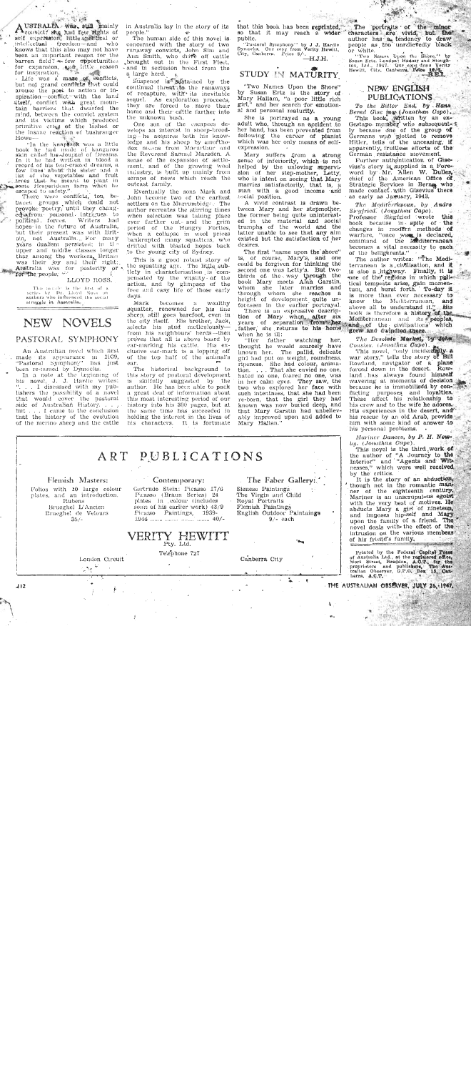AUSTRALIA was, still mainly a convict; she had few rights of self expression, little political or intellectual freedom—and who knows that this also may not have been an important reason for the barren field? — few opportunities for expansion, and little reason for inspiration.

Life was a maze of conflicts, but not grand conflicts that could arouse the poet to action or inspiration—conflict with the land itself, conflict with great mountain barriers that dwarfed the mind, between the convict system and its victims which produced primitive cries of the lashed or the insane reaction of bushranger Howe—

"In the knapsack was a little book he had made of kangaroo skin called his Journal of Dreams. In it he had written in blood a record of his fear-crazed dreams, a few lines about his sister and a list of the vegetables and fruit trees that he meant to plant in some Hesperidean farm when he escaped to safety."

There were conflicts, too, between groups which could not provoke poetry until they changed from personal intrigues to political forces. Writers had hopes in the future of Australia, but their present was with Britain, not Australia. For many years dualism persisted; in the upper and middle classes longer than among the workers. Britain was their joy and their right; Australia was for posterity or for the people.

LLOYD ROSS.

This article is the first of a series by Dr. Lloyd Ross on authors who influenced the social struggle in Australia.

# NEW NOVELS

## PASTORAL SYMPHONY

An Australian novel which first made its appearance in 1939, "Pastoral Symphony" has just been re-issued by Dymocks.

In a note at the beginning of his novel, J. J. Hardie writes: ". . . I discussed with my publishers the possibility of a novel that would cover the pastoral side of Australian History, . . . but . . . I came to the conclusion that the history of the evolution of the merino sheep and the cattle in Australia lay in the story of its people."

The human side of this novel is concerned with the story of two runaway convicts, John Sim and Ann Smith, who drive off cattle brought out in the First Fleet, and in seclusion breed from the a large herd.

Suspense is sustained by the continual threat to the runaways of recapture, with its inevitable sequel. As exploration proceeds, they are forced to move their home and their cattle farther into the unknown bush.

One son of the escapees develops an interest in sheep-breeding—he acquires both his knowledge and his sheep by unorthodox means from Macarthur and the Reverend Samuel Marsden. A sense of the expansion of settlement, and of the growing wool industry, is built up mainly from scraps of news which reach the outcast family.

Eventually the sons Mark and John become two of the earliest settlers on the Murrumbidgee. The author recreates the stirring times when selection was taking place ever farther out and the grim period of the Hungry Forties, when a collapse in wool prices bankrupted many squatters, who drifted with blasted hopes back to the young city of Sydney.

This is a good robust story of the squatting age. The little subtlety in characterisation is compensated by the vitality of the action, and by glimpses of the free and easy life of those early days.

Mark becomes a wealthy squatter, renowned for his fine sheep, still goes barefoot, even in the city itself. His brother, Jack, selects his stud meticulously—from his neighbours' herds—then proves that all is above board by ear-marking his cattle. His exclusive ear-mark is a lopping off of the top half of the animal's ear.

The historical background to this story of pastoral development is skilfully suggested by the author. He has been able to pack a great deal of information about this most interesting period of our history into his 300 pages, but at the same time has succeeded in holding the interest in the lives of his characters. It is fortunate that this book has been reprinted, so that it may reach a wider public.

"Pastoral Symphony" by J. J. Hardie. Dymocks. Our copy from Verity Hewitt, City, Canberra. Price 9/-.

—H.J.H.

## STUDY IN MATURITY

"Two Names Upon the Shore" by Susan Ertz is the story of Mary Hallam, "a poor little rich girl," and her search for emotional and personal maturity.

She is portrayed as a young adult who, through an accident to her hand, has been prevented from following the career of pianist which was her only means of self-expression.

Mary suffers from a strong sense of inferiority, which is not helped by the unloving supervision of her step-mother, Letty, who is intent on seeing that Mary marries satisfactorily, that is, a man with a good income and social position.

A vivid contrast is drawn between Mary and her stepmother, the former being quite uninterested in the material and social triumphs of the world and the latter unable to see that any aim existed but the satisfaction of her desires.

The first "name upon the shore" is, of course, Mary's, and one could be forgiven for thinking the second one was Letty's. But two-thirds of the way through the book Mary meets Alan Garstin, whom she later marries and through whom she reaches a height of development quite unforeseen in the earlier portrayal.

There is an expressive description of Mary when, after six years of separation from her father, she returns to his home when he is ill:

"Her father watching her, thought he would scarcely have known her. The pallid, delicate girl had put on weight, roundness, ripeness. She had colour, animation. . . . That she envied no one, hated no one, feared no one, was in her calm eyes. They saw, the two who explored her face with such intentness, that she had been re-born, that the girl they had known was now buried deep, and that Mary Garstin had unbelievably improved upon and added to Mary Hallam."

The portraits of the minor characters are vivid, but the author has a tendency to draw people as too unrelievedly black or white.

"Two Names Upon the Shore," by Susan Ertz. London: Hodder and Stoughton, Ltd., 1947. Our copy from Verity Hewitt, City, Canberra. Price 10/6.

—B.E.L.

# NEW ENGLISH PUBLICATIONS

*To the Bitter End*, by Hans Bernd Gise [sic] (Jonathan Cape).

This book, written by an ex-Gestapo member who subsequently became one of the group of Germans who plotted to remove Hitler, tells of the unceasing, if apparently fruitless efforts of the German resistance movement.

Further authentication of Gisevius's story is supplied in a Foreword by Mr. Allen W. Dulles, chief of the American Office of Strategic Services in Berne, who made contact with Gisevius there as early as January, 1943.

*The Mediterranean*, by André Siegfried. (Jonathan Cape).

Professor Siegfried wrote this book because in spite of the changes in modern methods of warfare, "once war is declared, command of the Mediterranean becomes a vital necessity to each of the belligerents."

The author writes: "The Mediterranean is a civilisation, and it is also a highway. Finally, it is one of the regions in which political tempests arise, gain momentum, and burst forth. To-day it is more than ever necessary to know the Mediterranean, and above all to understand it." His book is therefore a history of the Mediterranean and its peoples, and of the civilisations which grew and dwindled there.

*The Desolate Market*, by John Cousins. (Jonathan Cape).

This novel, "only incidentally a war story," tells the story of Bill Rowland, navigator of a plane forced down in the desert. Rowland has always found himself wavering at moments of decision because he is immobilised by conflicting purposes and loyalties. These affect his relationship to his crew and to the wife he adores. His experiences in the desert, and his rescue by an old Arab, provide him with some kind of answer to his personal problems.

*Mariner Dances*, by P. H. Newby. (Jonathan Cape).

This novel is the third work of the author of "A Journey to the Interior" and "Agents and Witnesses," which were well received by the critics.

It is the story of an abduction, though not in the romantic manner of the eighteenth century. Mariner is an unscrupulous egoist with the very best of motives. He abducts Mary, a girl of nineteen, and imposes himself and Mary upon the family of a friend. The novel deals with the effect of the intrusion on the various members of his friend's family.

# ART PUBLICATIONS

| Flemish Masters: | Contemporary: | The Faber Gallery: |
|---|---|---|
| Folios with 20 large colour plates, and an introduction. | Gertrude Stein: Picasso 17/6 | Sienese Paintings |
| Rubens | Picasso (Braun Series) 24 plates in colour (includes some of his earlier work) 43/9 | The Virgin and Child |
| Brueghel L'Ancien | Picasso Paintings, 1939-1946 ....... 40/- | Royal Portraits |
| Brueghel de Velours | | Flemish Paintings |
| 35/- | | English Outdoor Paintings 9/- each |

**VERITY HEWITT**
Pty. Ltd.

London Circuit — Telephone 727 — Canberra City

Printed by the Federal Capital Press of Australia Ltd., at the registered office, Mort Street, Braddon, A.C.T., for the proprietors and publishers, The Australian Observer, G.P.O., Box 15, Canberra, A.C.T.